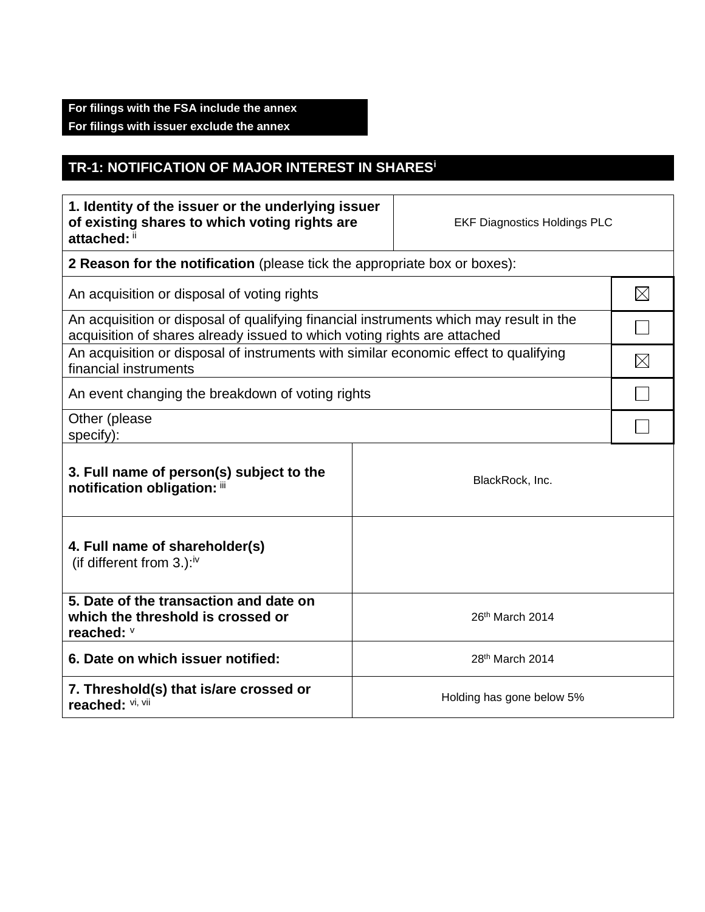**For filings with the FSA include the annex**
**For filings with issuer exclude the annex**

## TR-1: NOTIFICATION OF MAJOR INTEREST IN SHARES[i]

| | |
|---|---|
| **1. Identity of the issuer or the underlying issuer of existing shares to which voting rights are attached:** [ii] | EKF Diagnostics Holdings PLC |

**2 Reason for the notification** (please tick the appropriate box or boxes):

| | |
|---|---|
| An acquisition or disposal of voting rights | ☒ |
| An acquisition or disposal of qualifying financial instruments which may result in the acquisition of shares already issued to which voting rights are attached | ☐ |
| An acquisition or disposal of instruments with similar economic effect to qualifying financial instruments | ☒ |
| An event changing the breakdown of voting rights | ☐ |
| Other (please specify): | ☐ |

| | |
|---|---|
| **3. Full name of person(s) subject to the notification obligation:** [iii] | BlackRock, Inc. |
| **4. Full name of shareholder(s)** (if different from 3.):[iv] | |
| **5. Date of the transaction and date on which the threshold is crossed or reached:** [v] | 26th March 2014 |
| **6. Date on which issuer notified:** | 28th March 2014 |
| **7. Threshold(s) that is/are crossed or reached:** [vi, vii] | Holding has gone below 5% |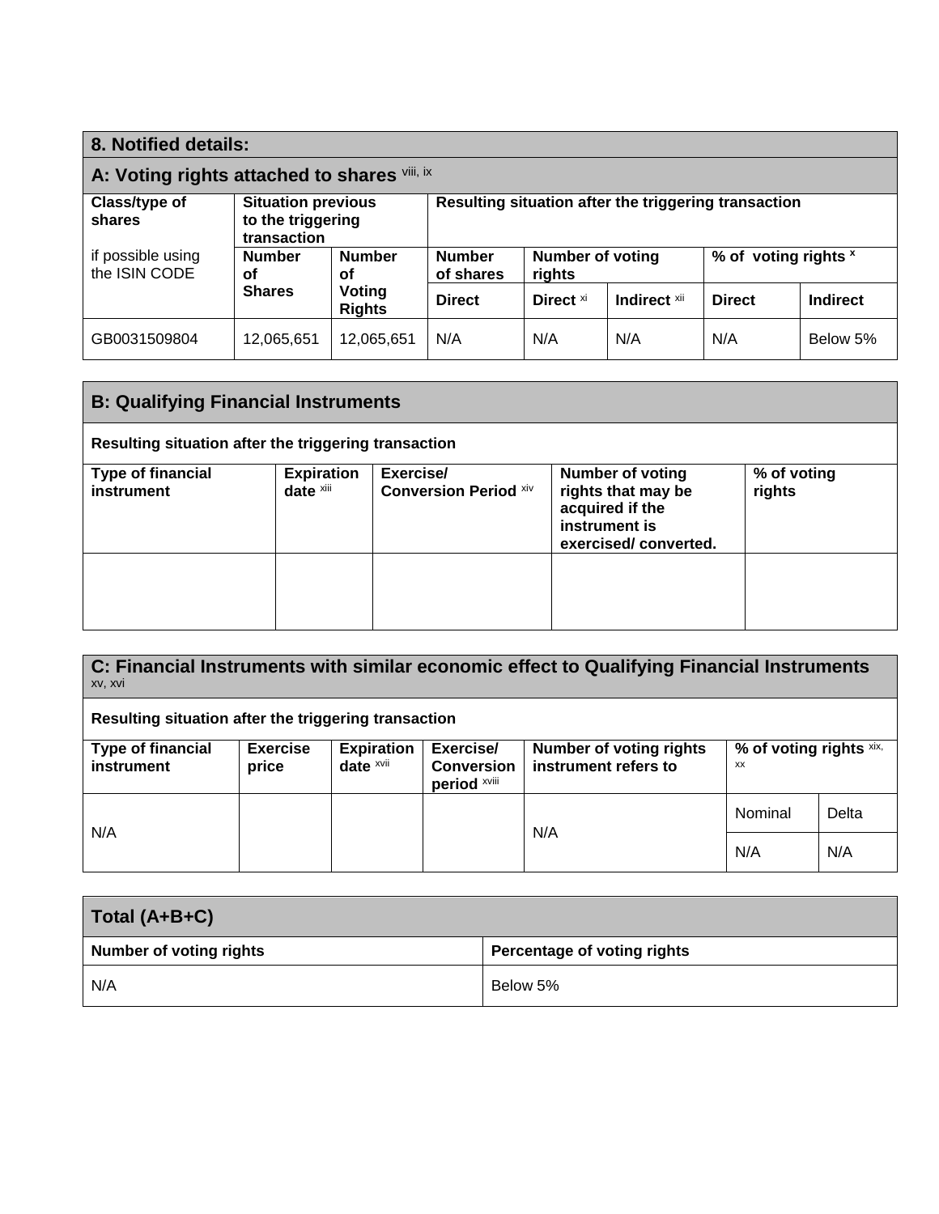## 8. Notified details:

### A: Voting rights attached to shares [viii, ix]

| Class/type of shares<br><br>if possible using the ISIN CODE | Situation previous to the triggering transaction | | Resulting situation after the triggering transaction | | | | |
|---|---|---|---|---|---|---|---|
| | Number of Shares | Number of Voting Rights | Number of shares | Number of voting rights | | % of voting rights [x] | |
| | | | Direct | Direct [xi] | Indirect [xii] | Direct | Indirect |
| GB0031509804 | 12,065,651 | 12,065,651 | N/A | N/A | N/A | N/A | Below 5% |

### B: Qualifying Financial Instruments

**Resulting situation after the triggering transaction**

| Type of financial instrument | Expiration date [xiii] | Exercise/ Conversion Period [xiv] | Number of voting rights that may be acquired if the instrument is exercised/ converted. | % of voting rights |
|---|---|---|---|---|
| | | | | |

### C: Financial Instruments with similar economic effect to Qualifying Financial Instruments [xv, xvi]

**Resulting situation after the triggering transaction**

| Type of financial instrument | Exercise price | Expiration date [xvii] | Exercise/ Conversion period [xviii] | Number of voting rights instrument refers to | % of voting rights [xix, xx] | |
|---|---|---|---|---|---|---|
| | | | | | Nominal | Delta |
| N/A | | | | N/A | N/A | N/A |

### Total (A+B+C)

| Number of voting rights | Percentage of voting rights |
|---|---|
| N/A | Below 5% |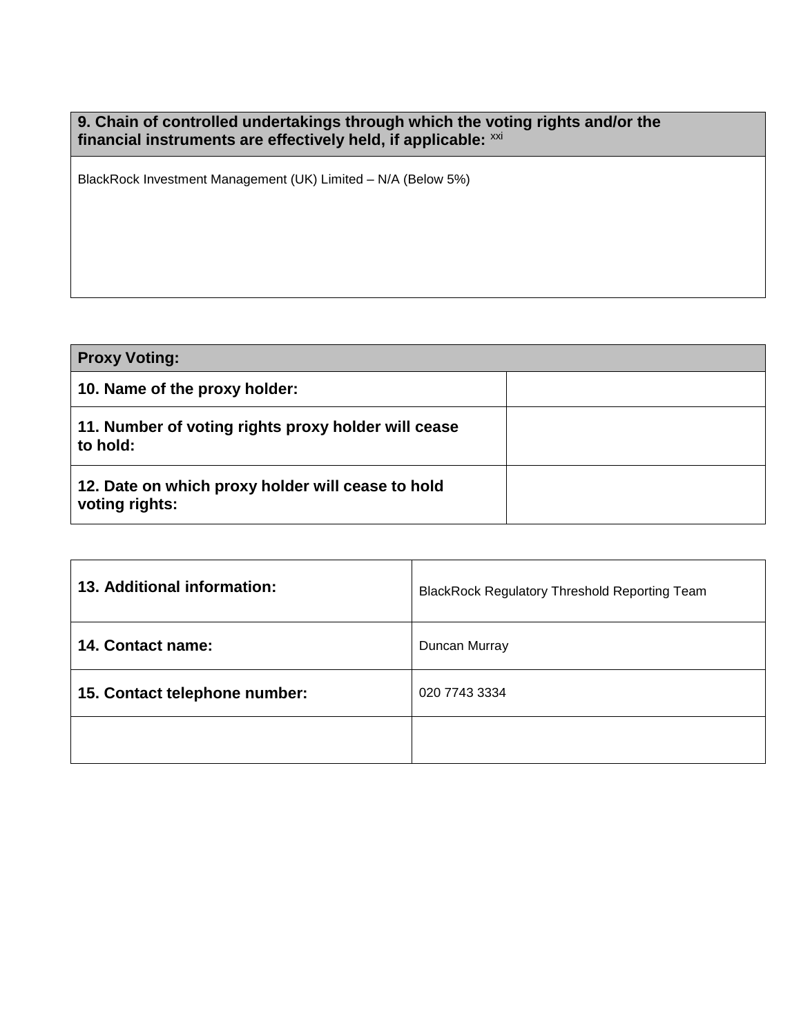| 9. Chain of controlled undertakings through which the voting rights and/or the financial instruments are effectively held, if applicable: [xxi] |
| --- |
| BlackRock Investment Management (UK) Limited – N/A (Below 5%) |

| Proxy Voting: | |
| --- | --- |
| 10. Name of the proxy holder: | |
| 11. Number of voting rights proxy holder will cease to hold: | |
| 12. Date on which proxy holder will cease to hold voting rights: | |

| | |
| --- | --- |
| 13. Additional information: | BlackRock Regulatory Threshold Reporting Team |
| 14. Contact name: | Duncan Murray |
| 15. Contact telephone number: | 020 7743 3334 |
| | |